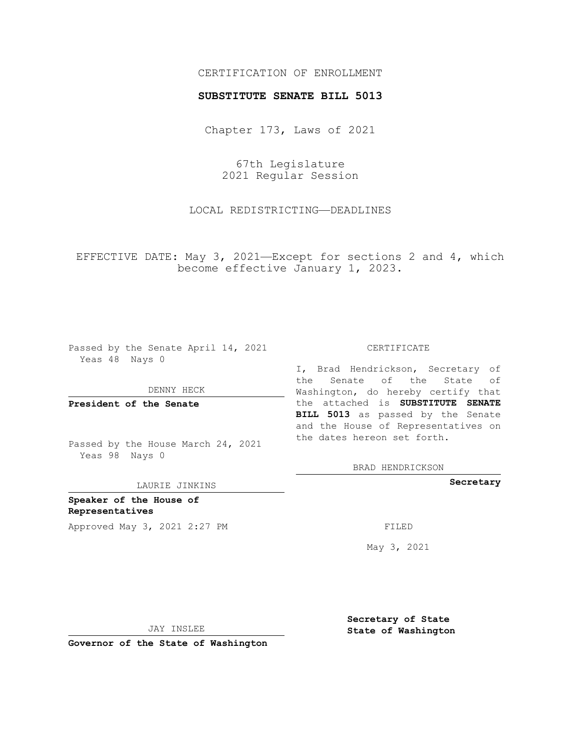CERTIFICATION OF ENROLLMENT

**SUBSTITUTE SENATE BILL 5013**

Chapter 173, Laws of 2021

67th Legislature
2021 Regular Session

LOCAL REDISTRICTING—DEADLINES

EFFECTIVE DATE: May 3, 2021—Except for sections 2 and 4, which become effective January 1, 2023.

Passed by the Senate April 14, 2021
Yeas 48 Nays 0

DENNY HECK

**President of the Senate**

Passed by the House March 24, 2021
Yeas 98 Nays 0

LAURIE JINKINS

**Speaker of the House of Representatives**

Approved May 3, 2021 2:27 PM

JAY INSLEE

**Governor of the State of Washington**

CERTIFICATE

I, Brad Hendrickson, Secretary of the Senate of the State of Washington, do hereby certify that the attached is **SUBSTITUTE SENATE BILL 5013** as passed by the Senate and the House of Representatives on the dates hereon set forth.

BRAD HENDRICKSON

**Secretary**

FILED

May 3, 2021

**Secretary of State**
**State of Washington**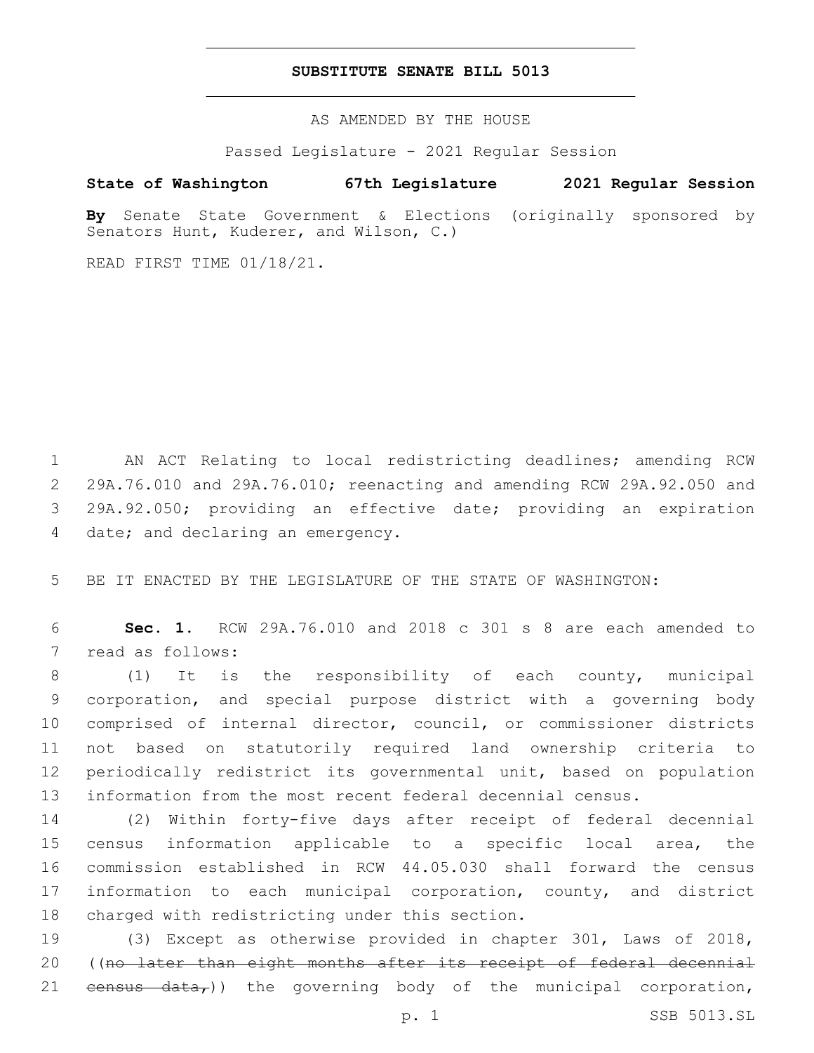# SUBSTITUTE SENATE BILL 5013

AS AMENDED BY THE HOUSE

Passed Legislature - 2021 Regular Session

**State of Washington 67th Legislature 2021 Regular Session**

**By** Senate State Government & Elections (originally sponsored by Senators Hunt, Kuderer, and Wilson, C.)

READ FIRST TIME 01/18/21.

AN ACT Relating to local redistricting deadlines; amending RCW 29A.76.010 and 29A.76.010; reenacting and amending RCW 29A.92.050 and 29A.92.050; providing an effective date; providing an expiration date; and declaring an emergency.

BE IT ENACTED BY THE LEGISLATURE OF THE STATE OF WASHINGTON:

**Sec. 1.** RCW 29A.76.010 and 2018 c 301 s 8 are each amended to read as follows:

(1) It is the responsibility of each county, municipal corporation, and special purpose district with a governing body comprised of internal director, council, or commissioner districts not based on statutorily required land ownership criteria to periodically redistrict its governmental unit, based on population information from the most recent federal decennial census.

(2) Within forty-five days after receipt of federal decennial census information applicable to a specific local area, the commission established in RCW 44.05.030 shall forward the census information to each municipal corporation, county, and district charged with redistricting under this section.

(3) Except as otherwise provided in chapter 301, Laws of 2018, ((~~no later than eight months after its receipt of federal decennial census data,~~)) the governing body of the municipal corporation,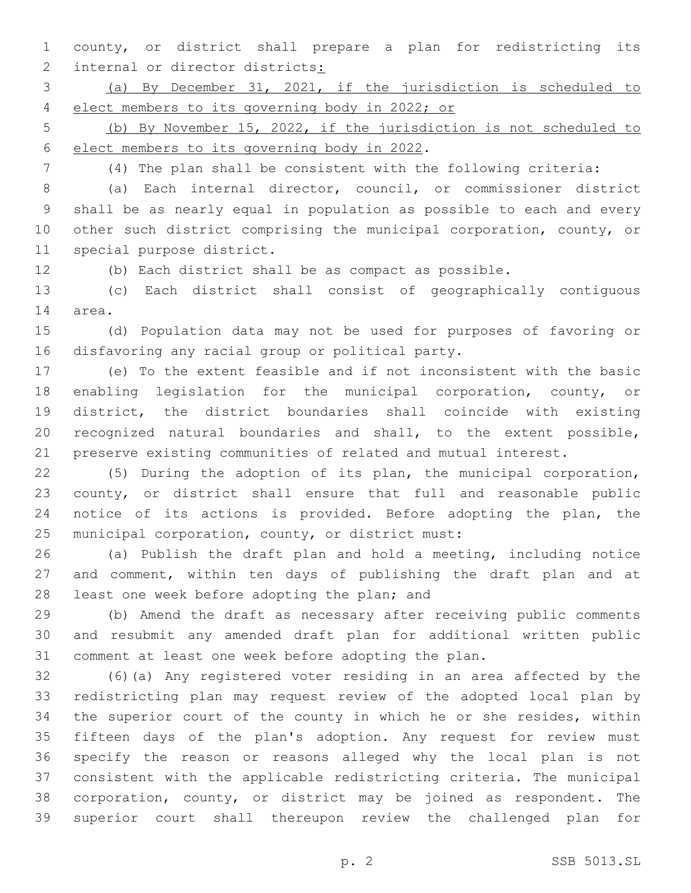county, or district shall prepare a plan for redistricting its internal or director districts<u>:</u>

<u>(a) By December 31, 2021, if the jurisdiction is scheduled to elect members to its governing body in 2022; or</u>

<u>(b) By November 15, 2022, if the jurisdiction is not scheduled to elect members to its governing body in 2022</u>.

(4) The plan shall be consistent with the following criteria:

(a) Each internal director, council, or commissioner district shall be as nearly equal in population as possible to each and every other such district comprising the municipal corporation, county, or special purpose district.

(b) Each district shall be as compact as possible.

(c) Each district shall consist of geographically contiguous area.

(d) Population data may not be used for purposes of favoring or disfavoring any racial group or political party.

(e) To the extent feasible and if not inconsistent with the basic enabling legislation for the municipal corporation, county, or district, the district boundaries shall coincide with existing recognized natural boundaries and shall, to the extent possible, preserve existing communities of related and mutual interest.

(5) During the adoption of its plan, the municipal corporation, county, or district shall ensure that full and reasonable public notice of its actions is provided. Before adopting the plan, the municipal corporation, county, or district must:

(a) Publish the draft plan and hold a meeting, including notice and comment, within ten days of publishing the draft plan and at least one week before adopting the plan; and

(b) Amend the draft as necessary after receiving public comments and resubmit any amended draft plan for additional written public comment at least one week before adopting the plan.

(6)(a) Any registered voter residing in an area affected by the redistricting plan may request review of the adopted local plan by the superior court of the county in which he or she resides, within fifteen days of the plan's adoption. Any request for review must specify the reason or reasons alleged why the local plan is not consistent with the applicable redistricting criteria. The municipal corporation, county, or district may be joined as respondent. The superior court shall thereupon review the challenged plan for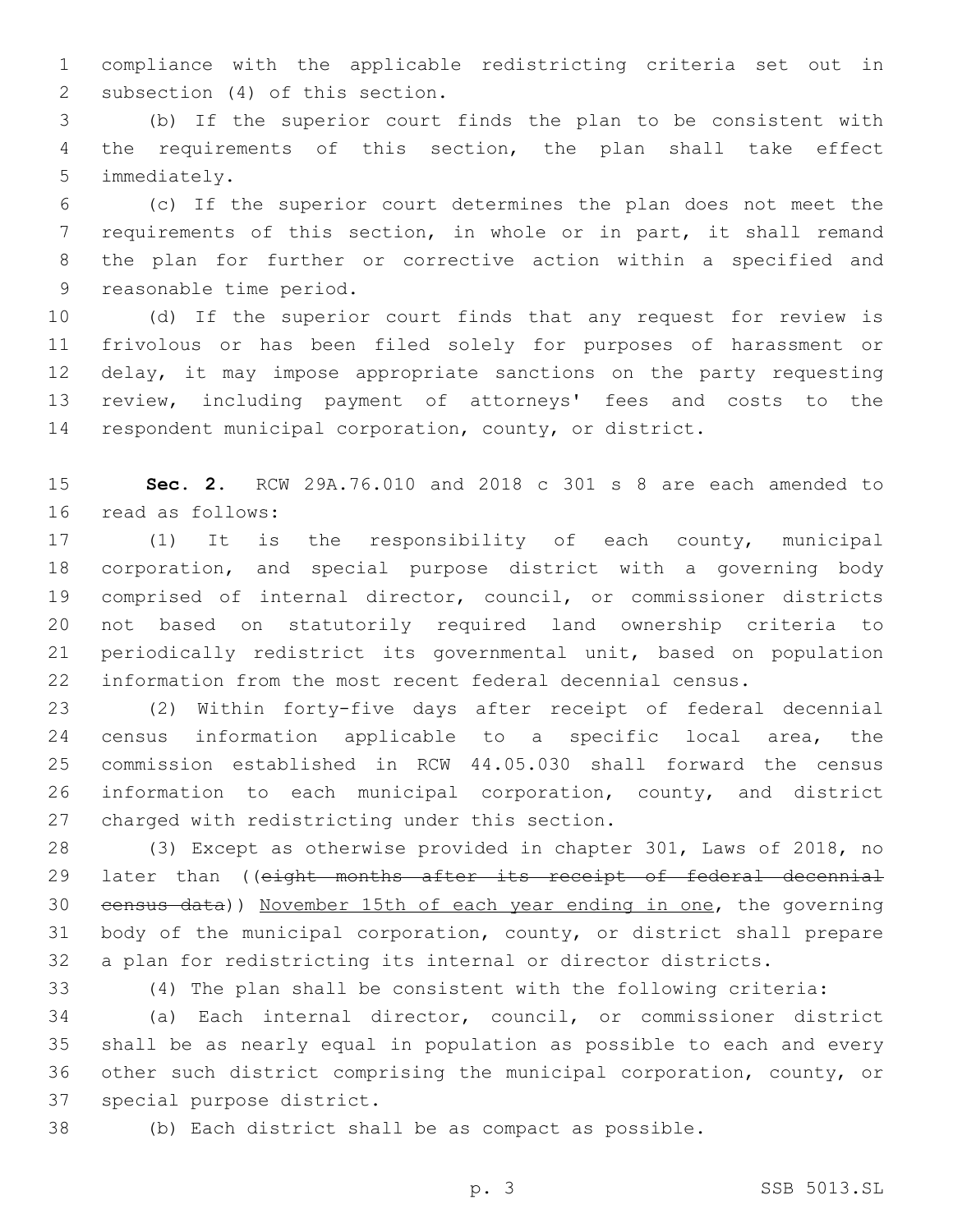compliance with the applicable redistricting criteria set out in subsection (4) of this section.

(b) If the superior court finds the plan to be consistent with the requirements of this section, the plan shall take effect immediately.

(c) If the superior court determines the plan does not meet the requirements of this section, in whole or in part, it shall remand the plan for further or corrective action within a specified and reasonable time period.

(d) If the superior court finds that any request for review is frivolous or has been filed solely for purposes of harassment or delay, it may impose appropriate sanctions on the party requesting review, including payment of attorneys' fees and costs to the respondent municipal corporation, county, or district.

**Sec. 2.** RCW 29A.76.010 and 2018 c 301 s 8 are each amended to read as follows:

(1) It is the responsibility of each county, municipal corporation, and special purpose district with a governing body comprised of internal director, council, or commissioner districts not based on statutorily required land ownership criteria to periodically redistrict its governmental unit, based on population information from the most recent federal decennial census.

(2) Within forty-five days after receipt of federal decennial census information applicable to a specific local area, the commission established in RCW 44.05.030 shall forward the census information to each municipal corporation, county, and district charged with redistricting under this section.

(3) Except as otherwise provided in chapter 301, Laws of 2018, no later than ((~~eight months after its receipt of federal decennial census data~~)) <u>November 15th of each year ending in one</u>, the governing body of the municipal corporation, county, or district shall prepare a plan for redistricting its internal or director districts.

(4) The plan shall be consistent with the following criteria:

(a) Each internal director, council, or commissioner district shall be as nearly equal in population as possible to each and every other such district comprising the municipal corporation, county, or special purpose district.

(b) Each district shall be as compact as possible.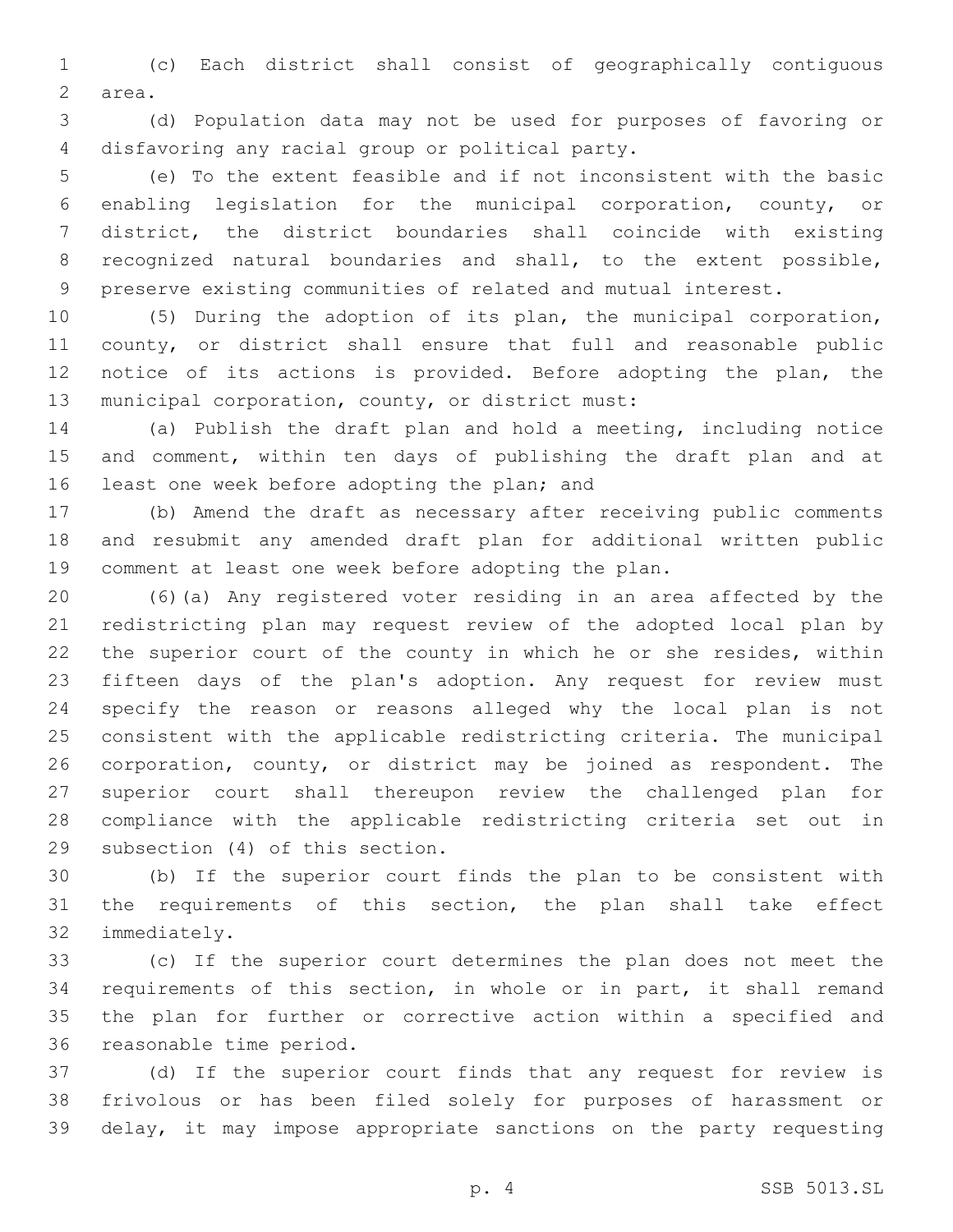(c) Each district shall consist of geographically contiguous area.

(d) Population data may not be used for purposes of favoring or disfavoring any racial group or political party.

(e) To the extent feasible and if not inconsistent with the basic enabling legislation for the municipal corporation, county, or district, the district boundaries shall coincide with existing recognized natural boundaries and shall, to the extent possible, preserve existing communities of related and mutual interest.

(5) During the adoption of its plan, the municipal corporation, county, or district shall ensure that full and reasonable public notice of its actions is provided. Before adopting the plan, the municipal corporation, county, or district must:

(a) Publish the draft plan and hold a meeting, including notice and comment, within ten days of publishing the draft plan and at least one week before adopting the plan; and

(b) Amend the draft as necessary after receiving public comments and resubmit any amended draft plan for additional written public comment at least one week before adopting the plan.

(6)(a) Any registered voter residing in an area affected by the redistricting plan may request review of the adopted local plan by the superior court of the county in which he or she resides, within fifteen days of the plan's adoption. Any request for review must specify the reason or reasons alleged why the local plan is not consistent with the applicable redistricting criteria. The municipal corporation, county, or district may be joined as respondent. The superior court shall thereupon review the challenged plan for compliance with the applicable redistricting criteria set out in subsection (4) of this section.

(b) If the superior court finds the plan to be consistent with the requirements of this section, the plan shall take effect immediately.

(c) If the superior court determines the plan does not meet the requirements of this section, in whole or in part, it shall remand the plan for further or corrective action within a specified and reasonable time period.

(d) If the superior court finds that any request for review is frivolous or has been filed solely for purposes of harassment or delay, it may impose appropriate sanctions on the party requesting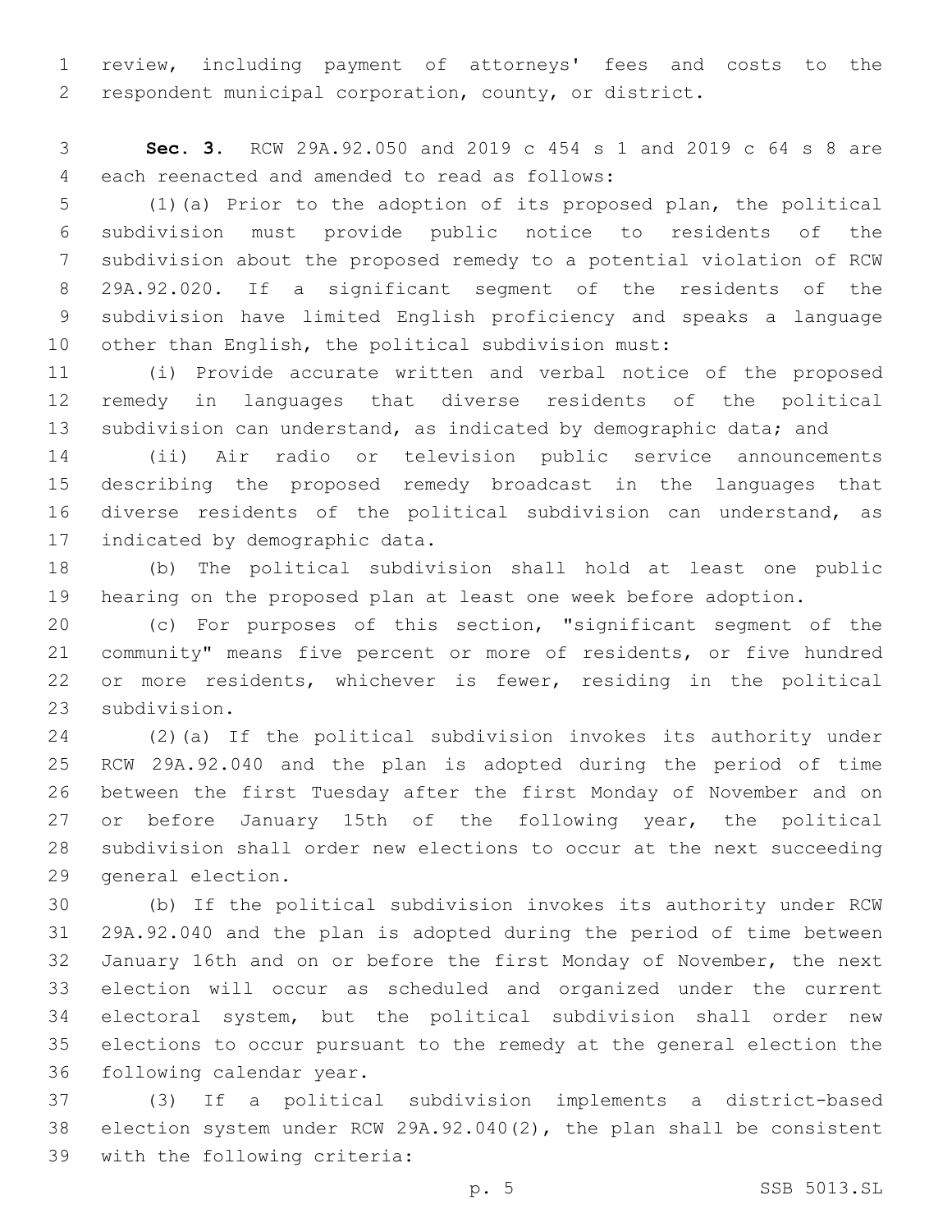review, including payment of attorneys' fees and costs to the respondent municipal corporation, county, or district.

**Sec. 3.** RCW 29A.92.050 and 2019 c 454 s 1 and 2019 c 64 s 8 are each reenacted and amended to read as follows:

(1)(a) Prior to the adoption of its proposed plan, the political subdivision must provide public notice to residents of the subdivision about the proposed remedy to a potential violation of RCW 29A.92.020. If a significant segment of the residents of the subdivision have limited English proficiency and speaks a language other than English, the political subdivision must:

(i) Provide accurate written and verbal notice of the proposed remedy in languages that diverse residents of the political subdivision can understand, as indicated by demographic data; and

(ii) Air radio or television public service announcements describing the proposed remedy broadcast in the languages that diverse residents of the political subdivision can understand, as indicated by demographic data.

(b) The political subdivision shall hold at least one public hearing on the proposed plan at least one week before adoption.

(c) For purposes of this section, "significant segment of the community" means five percent or more of residents, or five hundred or more residents, whichever is fewer, residing in the political subdivision.

(2)(a) If the political subdivision invokes its authority under RCW 29A.92.040 and the plan is adopted during the period of time between the first Tuesday after the first Monday of November and on or before January 15th of the following year, the political subdivision shall order new elections to occur at the next succeeding general election.

(b) If the political subdivision invokes its authority under RCW 29A.92.040 and the plan is adopted during the period of time between January 16th and on or before the first Monday of November, the next election will occur as scheduled and organized under the current electoral system, but the political subdivision shall order new elections to occur pursuant to the remedy at the general election the following calendar year.

(3) If a political subdivision implements a district-based election system under RCW 29A.92.040(2), the plan shall be consistent with the following criteria: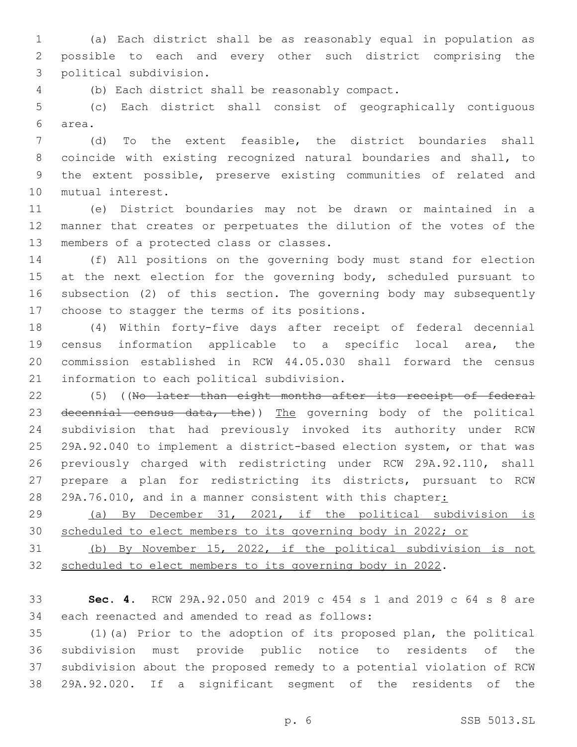(a) Each district shall be as reasonably equal in population as possible to each and every other such district comprising the political subdivision.

(b) Each district shall be reasonably compact.

(c) Each district shall consist of geographically contiguous area.

(d) To the extent feasible, the district boundaries shall coincide with existing recognized natural boundaries and shall, to the extent possible, preserve existing communities of related and mutual interest.

(e) District boundaries may not be drawn or maintained in a manner that creates or perpetuates the dilution of the votes of the members of a protected class or classes.

(f) All positions on the governing body must stand for election at the next election for the governing body, scheduled pursuant to subsection (2) of this section. The governing body may subsequently choose to stagger the terms of its positions.

(4) Within forty-five days after receipt of federal decennial census information applicable to a specific local area, the commission established in RCW 44.05.030 shall forward the census information to each political subdivision.

(5) ((~~No later than eight months after its receipt of federal decennial census data, the~~)) <u>The</u> governing body of the political subdivision that had previously invoked its authority under RCW 29A.92.040 to implement a district-based election system, or that was previously charged with redistricting under RCW 29A.92.110, shall prepare a plan for redistricting its districts, pursuant to RCW 29A.76.010, and in a manner consistent with this chapter<u>:</u>

<u>(a) By December 31, 2021, if the political subdivision is scheduled to elect members to its governing body in 2022; or</u>

<u>(b) By November 15, 2022, if the political subdivision is not scheduled to elect members to its governing body in 2022</u>.

**Sec. 4.** RCW 29A.92.050 and 2019 c 454 s 1 and 2019 c 64 s 8 are each reenacted and amended to read as follows:

(1)(a) Prior to the adoption of its proposed plan, the political subdivision must provide public notice to residents of the subdivision about the proposed remedy to a potential violation of RCW 29A.92.020. If a significant segment of the residents of the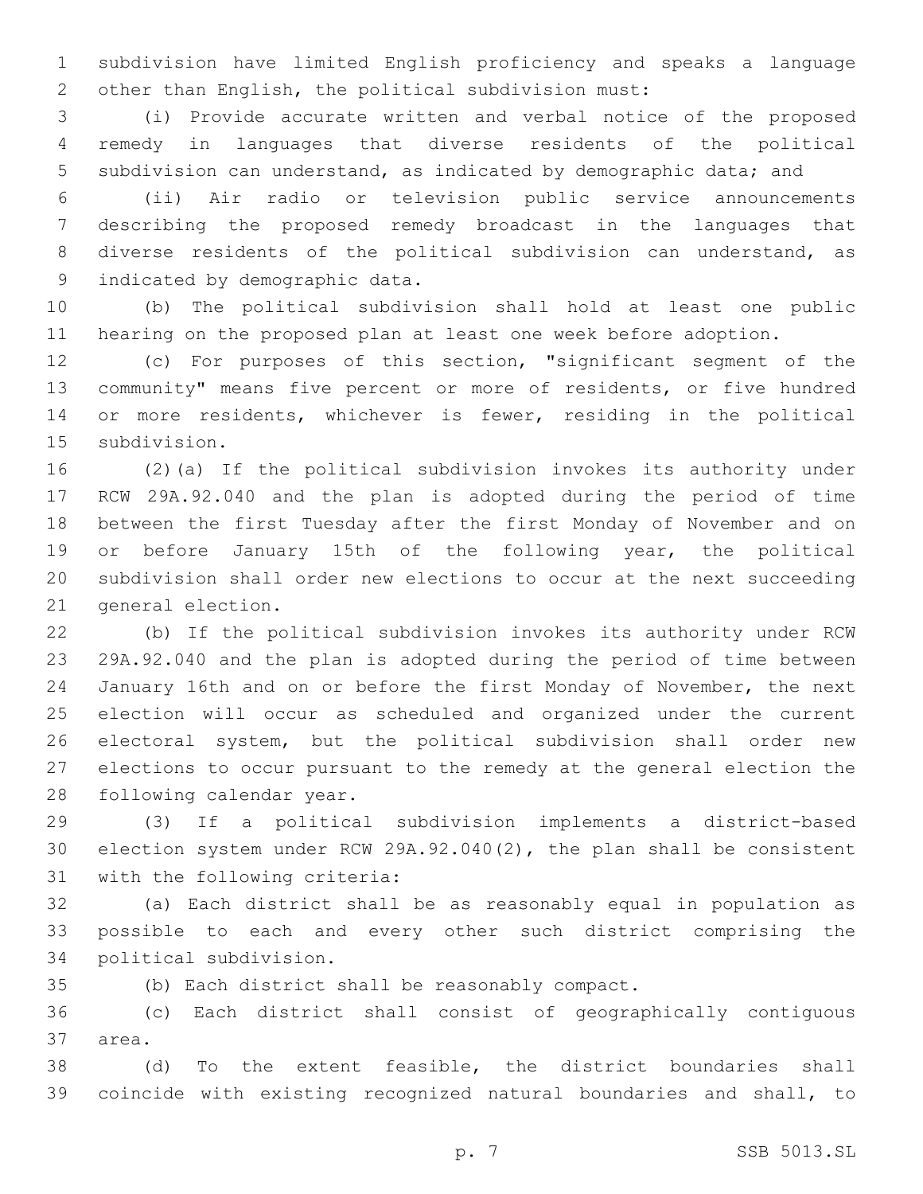subdivision have limited English proficiency and speaks a language other than English, the political subdivision must:

(i) Provide accurate written and verbal notice of the proposed remedy in languages that diverse residents of the political subdivision can understand, as indicated by demographic data; and

(ii) Air radio or television public service announcements describing the proposed remedy broadcast in the languages that diverse residents of the political subdivision can understand, as indicated by demographic data.

(b) The political subdivision shall hold at least one public hearing on the proposed plan at least one week before adoption.

(c) For purposes of this section, "significant segment of the community" means five percent or more of residents, or five hundred or more residents, whichever is fewer, residing in the political subdivision.

(2)(a) If the political subdivision invokes its authority under RCW 29A.92.040 and the plan is adopted during the period of time between the first Tuesday after the first Monday of November and on or before January 15th of the following year, the political subdivision shall order new elections to occur at the next succeeding general election.

(b) If the political subdivision invokes its authority under RCW 29A.92.040 and the plan is adopted during the period of time between January 16th and on or before the first Monday of November, the next election will occur as scheduled and organized under the current electoral system, but the political subdivision shall order new elections to occur pursuant to the remedy at the general election the following calendar year.

(3) If a political subdivision implements a district-based election system under RCW 29A.92.040(2), the plan shall be consistent with the following criteria:

(a) Each district shall be as reasonably equal in population as possible to each and every other such district comprising the political subdivision.

(b) Each district shall be reasonably compact.

(c) Each district shall consist of geographically contiguous area.

(d) To the extent feasible, the district boundaries shall coincide with existing recognized natural boundaries and shall, to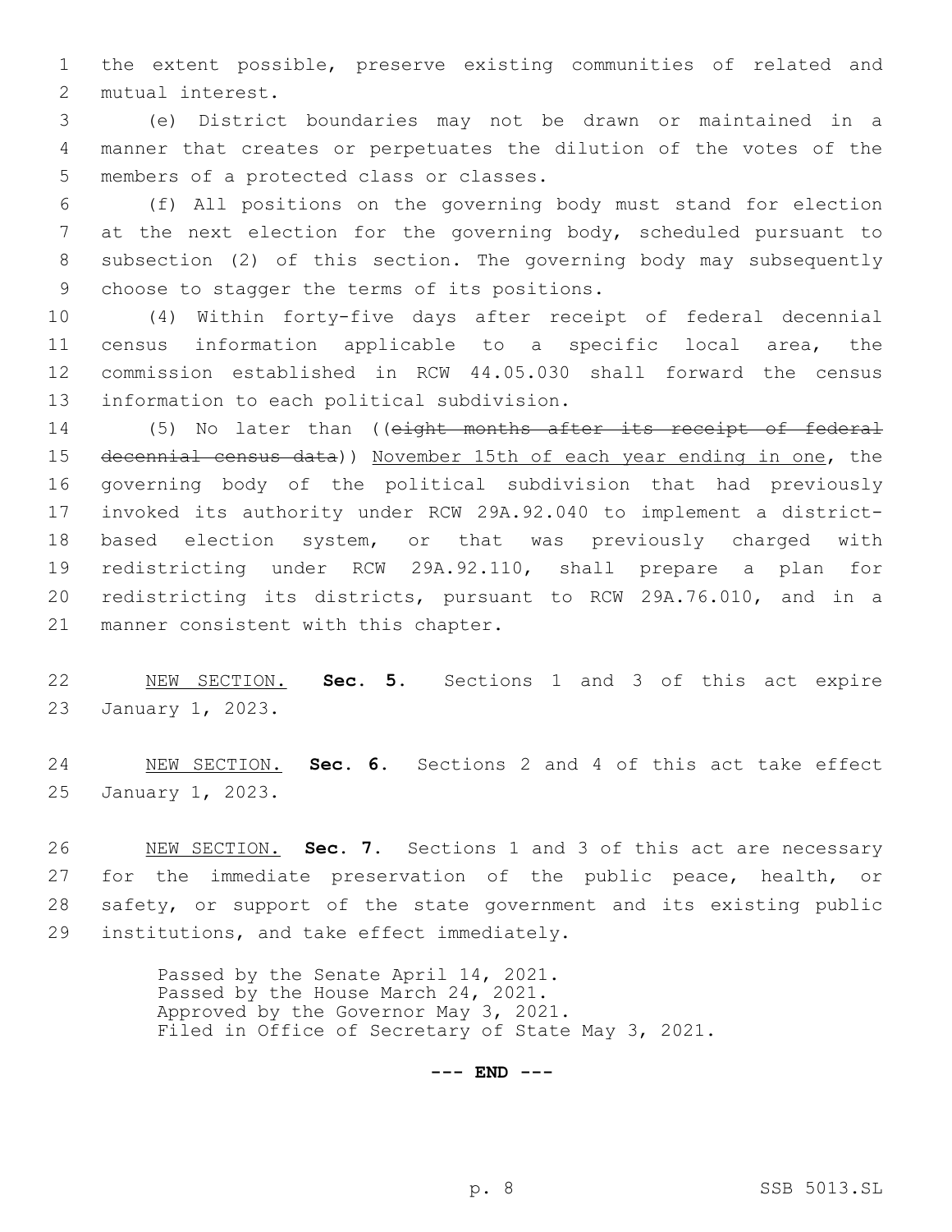the extent possible, preserve existing communities of related and mutual interest.

(e) District boundaries may not be drawn or maintained in a manner that creates or perpetuates the dilution of the votes of the members of a protected class or classes.

(f) All positions on the governing body must stand for election at the next election for the governing body, scheduled pursuant to subsection (2) of this section. The governing body may subsequently choose to stagger the terms of its positions.

(4) Within forty-five days after receipt of federal decennial census information applicable to a specific local area, the commission established in RCW 44.05.030 shall forward the census information to each political subdivision.

(5) No later than ((~~eight months after its receipt of federal decennial census data~~)) <u>November 15th of each year ending in one</u>, the governing body of the political subdivision that had previously invoked its authority under RCW 29A.92.040 to implement a district-based election system, or that was previously charged with redistricting under RCW 29A.92.110, shall prepare a plan for redistricting its districts, pursuant to RCW 29A.76.010, and in a manner consistent with this chapter.

<u>NEW SECTION.</u> **Sec. 5.** Sections 1 and 3 of this act expire January 1, 2023.

<u>NEW SECTION.</u> **Sec. 6.** Sections 2 and 4 of this act take effect January 1, 2023.

<u>NEW SECTION.</u> **Sec. 7.** Sections 1 and 3 of this act are necessary for the immediate preservation of the public peace, health, or safety, or support of the state government and its existing public institutions, and take effect immediately.

Passed by the Senate April 14, 2021.
Passed by the House March 24, 2021.
Approved by the Governor May 3, 2021.
Filed in Office of Secretary of State May 3, 2021.

**--- END ---**